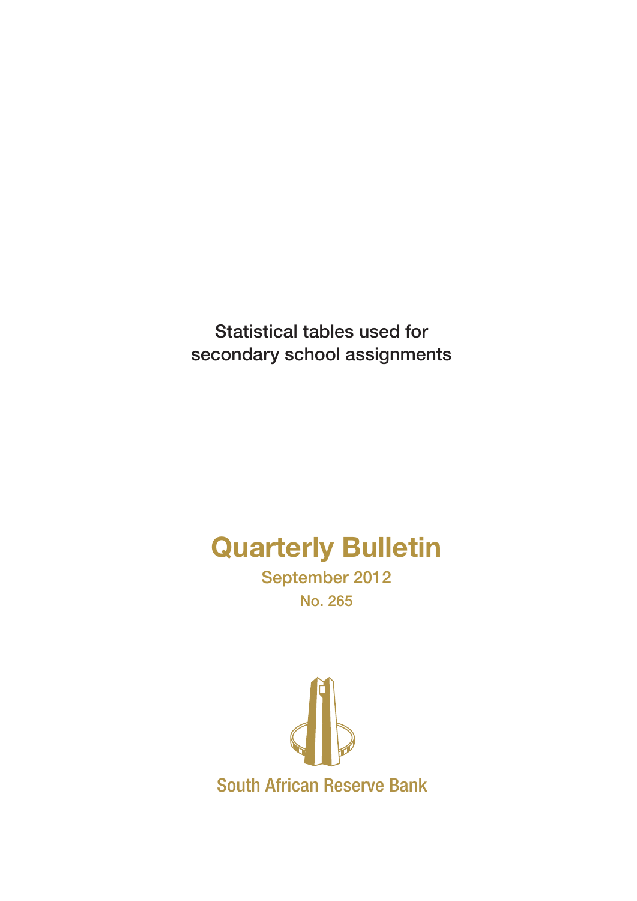Statistical tables used for secondary school assignments

# Quarterly Bulletin

September 2012

No. 265

South African Reserve Bank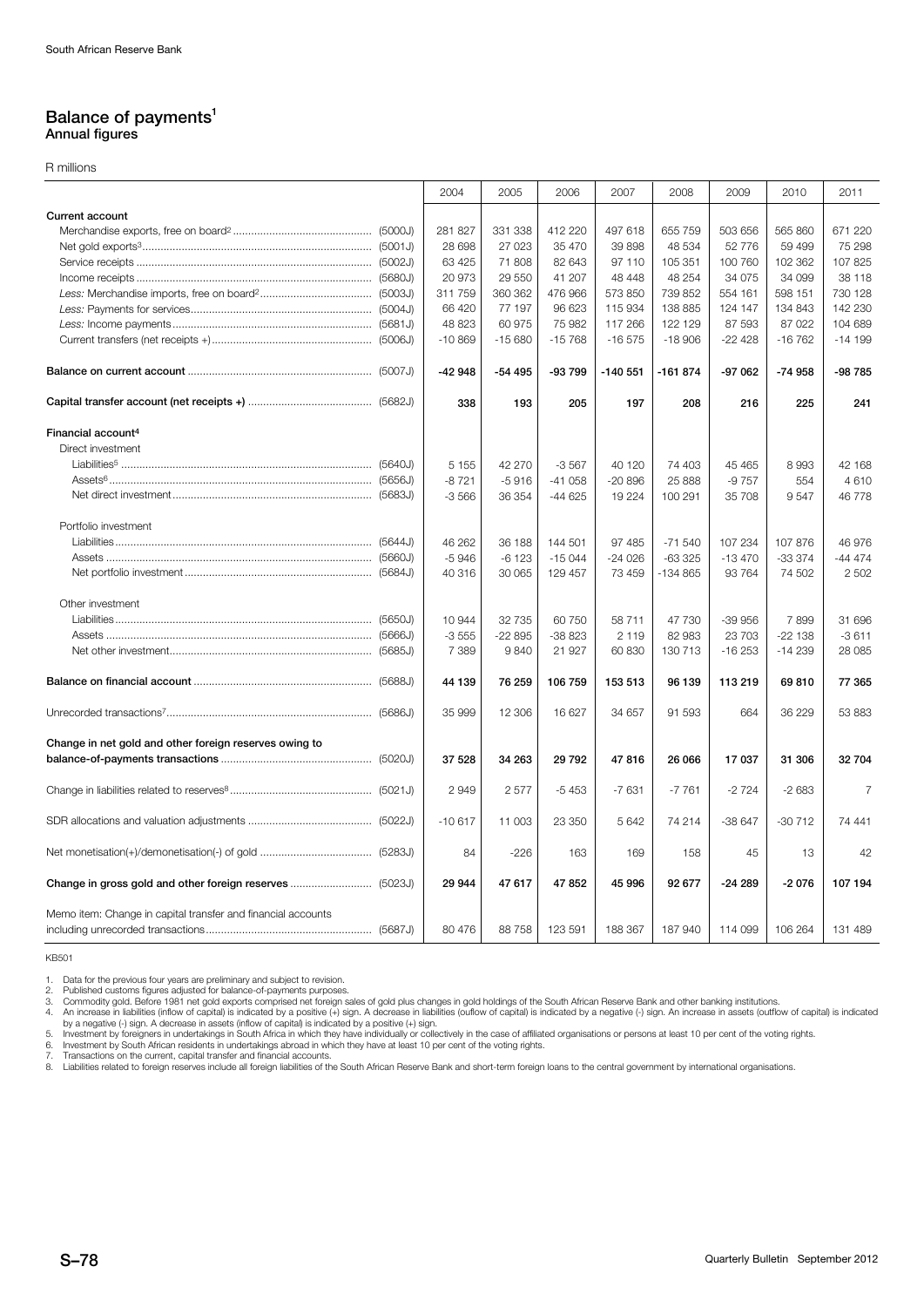# Balance of payments[1]

## Annual figures

R millions

| | | 2004 | 2005 | 2006 | 2007 | 2008 | 2009 | 2010 | 2011 |
|---|---|---|---|---|---|---|---|---|---|
| **Current account** | | | | | | | | | |
| Merchandise exports, free on board[2] | (5000J) | 281 827 | 331 338 | 412 220 | 497 618 | 655 759 | 503 656 | 565 860 | 671 220 |
| Net gold exports[3] | (5001J) | 28 698 | 27 023 | 35 470 | 39 898 | 48 534 | 52 776 | 59 499 | 75 298 |
| Service receipts | (5002J) | 63 425 | 71 808 | 82 643 | 97 110 | 105 351 | 100 760 | 102 362 | 107 825 |
| Income receipts | (5680J) | 20 973 | 29 550 | 41 207 | 48 448 | 48 254 | 34 075 | 34 099 | 38 118 |
| *Less:* Merchandise imports, free on board[2] | (5003J) | 311 759 | 360 362 | 476 966 | 573 850 | 739 852 | 554 161 | 598 151 | 730 128 |
| *Less:* Payments for services | (5004J) | 66 420 | 77 197 | 96 623 | 115 934 | 138 885 | 124 147 | 134 843 | 142 230 |
| *Less:* Income payments | (5681J) | 48 823 | 60 975 | 75 982 | 117 266 | 122 129 | 87 593 | 87 022 | 104 689 |
| Current transfers (net receipts +) | (5006J) | -10 869 | -15 680 | -15 768 | -16 575 | -18 906 | -22 428 | -16 762 | -14 199 |
| **Balance on current account** | (5007J) | **-42 948** | **-54 495** | **-93 799** | **-140 551** | **-161 874** | **-97 062** | **-74 958** | **-98 785** |
| **Capital transfer account (net receipts +)** | (5682J) | **338** | **193** | **205** | **197** | **208** | **216** | **225** | **241** |
| **Financial account[4]** | | | | | | | | | |
| Direct investment | | | | | | | | | |
| Liabilities[5] | (5640J) | 5 155 | 42 270 | -3 567 | 40 120 | 74 403 | 45 465 | 8 993 | 42 168 |
| Assets[6] | (5656J) | -8 721 | -5 916 | -41 058 | -20 896 | 25 888 | -9 757 | 554 | 4 610 |
| Net direct investment | (5683J) | -3 566 | 36 354 | -44 625 | 19 224 | 100 291 | 35 708 | 9 547 | 46 778 |
| Portfolio investment | | | | | | | | | |
| Liabilities | (5644J) | 46 262 | 36 188 | 144 501 | 97 485 | -71 540 | 107 234 | 107 876 | 46 976 |
| Assets | (5660J) | -5 946 | -6 123 | -15 044 | -24 026 | -63 325 | -13 470 | -33 374 | -44 474 |
| Net portfolio investment | (5684J) | 40 316 | 30 065 | 129 457 | 73 459 | -134 865 | 93 764 | 74 502 | 2 502 |
| Other investment | | | | | | | | | |
| Liabilities | (5650J) | 10 944 | 32 735 | 60 750 | 58 711 | 47 730 | -39 956 | 7 899 | 31 696 |
| Assets | (5666J) | -3 555 | -22 895 | -38 823 | 2 119 | 82 983 | 23 703 | -22 138 | -3 611 |
| Net other investment | (5685J) | 7 389 | 9 840 | 21 927 | 60 830 | 130 713 | -16 253 | -14 239 | 28 085 |
| **Balance on financial account** | (5688J) | **44 139** | **76 259** | **106 759** | **153 513** | **96 139** | **113 219** | **69 810** | **77 365** |
| Unrecorded transactions[7] | (5686J) | 35 999 | 12 306 | 16 627 | 34 657 | 91 593 | 664 | 36 229 | 53 883 |
| **Change in net gold and other foreign reserves owing to balance-of-payments transactions** | (5020J) | **37 528** | **34 263** | **29 792** | **47 816** | **26 066** | **17 037** | **31 306** | **32 704** |
| Change in liabilities related to reserves[8] | (5021J) | 2 949 | 2 577 | -5 453 | -7 631 | -7 761 | -2 724 | -2 683 | 7 |
| SDR allocations and valuation adjustments | (5022J) | -10 617 | 11 003 | 23 350 | 5 642 | 74 214 | -38 647 | -30 712 | 74 441 |
| Net monetisation(+)/demonetisation(-) of gold | (5283J) | 84 | -226 | 163 | 169 | 158 | 45 | 13 | 42 |
| **Change in gross gold and other foreign reserves** | (5023J) | **29 944** | **47 617** | **47 852** | **45 996** | **92 677** | **-24 289** | **-2 076** | **107 194** |
| Memo item: Change in capital transfer and financial accounts including unrecorded transactions | (5687J) | 80 476 | 88 758 | 123 591 | 188 367 | 187 940 | 114 099 | 106 264 | 131 489 |

KB501

1. Data for the previous four years are preliminary and subject to revision.
2. Published customs figures adjusted for balance-of-payments purposes.
3. Commodity gold. Before 1981 net gold exports comprised net foreign sales of gold plus changes in gold holdings of the South African Reserve Bank and other banking institutions.
4. An increase in liabilities (inflow of capital) is indicated by a positive (+) sign. A decrease in liabilities (ouflow of capital) is indicated by a negative (-) sign. An increase in assets (outflow of capital) is indicated by a negative (-) sign. A decrease in assets (inflow of capital) is indicated by a positive (+) sign.
5. Investment by foreigners in undertakings in South Africa in which they have individually or collectively in the case of affiliated organisations or persons at least 10 per cent of the voting rights.
6. Investment by South African residents in undertakings abroad in which they have at least 10 per cent of the voting rights.
7. Transactions on the current, capital transfer and financial accounts.
8. Liabilities related to foreign reserves include all foreign liabilities of the South African Reserve Bank and short-term foreign loans to the central government by international organisations.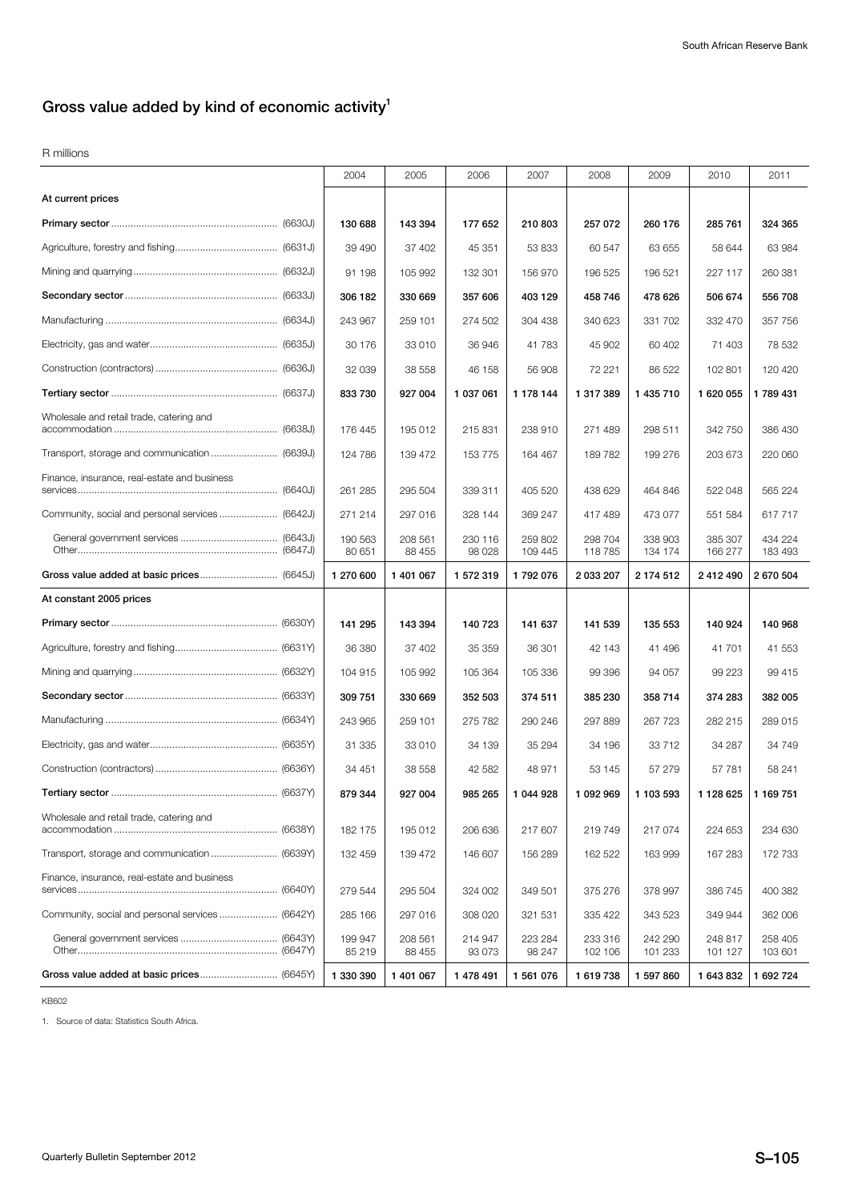## Gross value added by kind of economic activity[1]

R millions

| | 2004 | 2005 | 2006 | 2007 | 2008 | 2009 | 2010 | 2011 |
|---|---|---|---|---|---|---|---|---|
| **At current prices** | | | | | | | | |
| **Primary sector** (6630J) | **130 688** | **143 394** | **177 652** | **210 803** | **257 072** | **260 176** | **285 761** | **324 365** |
| Agriculture, forestry and fishing (6631J) | 39 490 | 37 402 | 45 351 | 53 833 | 60 547 | 63 655 | 58 644 | 63 984 |
| Mining and quarrying (6632J) | 91 198 | 105 992 | 132 301 | 156 970 | 196 525 | 196 521 | 227 117 | 260 381 |
| **Secondary sector** (6633J) | **306 182** | **330 669** | **357 606** | **403 129** | **458 746** | **478 626** | **506 674** | **556 708** |
| Manufacturing (6634J) | 243 967 | 259 101 | 274 502 | 304 438 | 340 623 | 331 702 | 332 470 | 357 756 |
| Electricity, gas and water (6635J) | 30 176 | 33 010 | 36 946 | 41 783 | 45 902 | 60 402 | 71 403 | 78 532 |
| Construction (contractors) (6636J) | 32 039 | 38 558 | 46 158 | 56 908 | 72 221 | 86 522 | 102 801 | 120 420 |
| **Tertiary sector** (6637J) | **833 730** | **927 004** | **1 037 061** | **1 178 144** | **1 317 389** | **1 435 710** | **1 620 055** | **1 789 431** |
| Wholesale and retail trade, catering and accommodation (6638J) | 176 445 | 195 012 | 215 831 | 238 910 | 271 489 | 298 511 | 342 750 | 386 430 |
| Transport, storage and communication (6639J) | 124 786 | 139 472 | 153 775 | 164 467 | 189 782 | 199 276 | 203 673 | 220 060 |
| Finance, insurance, real-estate and business services (6640J) | 261 285 | 295 504 | 339 311 | 405 520 | 438 629 | 464 846 | 522 048 | 565 224 |
| Community, social and personal services (6642J) | 271 214 | 297 016 | 328 144 | 369 247 | 417 489 | 473 077 | 551 584 | 617 717 |
| General government services (6643J) | 190 563 | 208 561 | 230 116 | 259 802 | 298 704 | 338 903 | 385 307 | 434 224 |
| Other (6647J) | 80 651 | 88 455 | 98 028 | 109 445 | 118 785 | 134 174 | 166 277 | 183 493 |
| **Gross value added at basic prices** (6645J) | **1 270 600** | **1 401 067** | **1 572 319** | **1 792 076** | **2 033 207** | **2 174 512** | **2 412 490** | **2 670 504** |
| **At constant 2005 prices** | | | | | | | | |
| **Primary sector** (6630Y) | **141 295** | **143 394** | **140 723** | **141 637** | **141 539** | **135 553** | **140 924** | **140 968** |
| Agriculture, forestry and fishing (6631Y) | 36 380 | 37 402 | 35 359 | 36 301 | 42 143 | 41 496 | 41 701 | 41 553 |
| Mining and quarrying (6632Y) | 104 915 | 105 992 | 105 364 | 105 336 | 99 396 | 94 057 | 99 223 | 99 415 |
| **Secondary sector** (6633Y) | **309 751** | **330 669** | **352 503** | **374 511** | **385 230** | **358 714** | **374 283** | **382 005** |
| Manufacturing (6634Y) | 243 965 | 259 101 | 275 782 | 290 246 | 297 889 | 267 723 | 282 215 | 289 015 |
| Electricity, gas and water (6635Y) | 31 335 | 33 010 | 34 139 | 35 294 | 34 196 | 33 712 | 34 287 | 34 749 |
| Construction (contractors) (6636Y) | 34 451 | 38 558 | 42 582 | 48 971 | 53 145 | 57 279 | 57 781 | 58 241 |
| **Tertiary sector** (6637Y) | **879 344** | **927 004** | **985 265** | **1 044 928** | **1 092 969** | **1 103 593** | **1 128 625** | **1 169 751** |
| Wholesale and retail trade, catering and accommodation (6638Y) | 182 175 | 195 012 | 206 636 | 217 607 | 219 749 | 217 074 | 224 653 | 234 630 |
| Transport, storage and communication (6639Y) | 132 459 | 139 472 | 146 607 | 156 289 | 162 522 | 163 999 | 167 283 | 172 733 |
| Finance, insurance, real-estate and business services (6640Y) | 279 544 | 295 504 | 324 002 | 349 501 | 375 276 | 378 997 | 386 745 | 400 382 |
| Community, social and personal services (6642Y) | 285 166 | 297 016 | 308 020 | 321 531 | 335 422 | 343 523 | 349 944 | 362 006 |
| General government services (6643Y) | 199 947 | 208 561 | 214 947 | 223 284 | 233 316 | 242 290 | 248 817 | 258 405 |
| Other (6647Y) | 85 219 | 88 455 | 93 073 | 98 247 | 102 106 | 101 233 | 101 127 | 103 601 |
| **Gross value added at basic prices** (6645Y) | **1 330 390** | **1 401 067** | **1 478 491** | **1 561 076** | **1 619 738** | **1 597 860** | **1 643 832** | **1 692 724** |

KB602

1. Source of data: Statistics South Africa.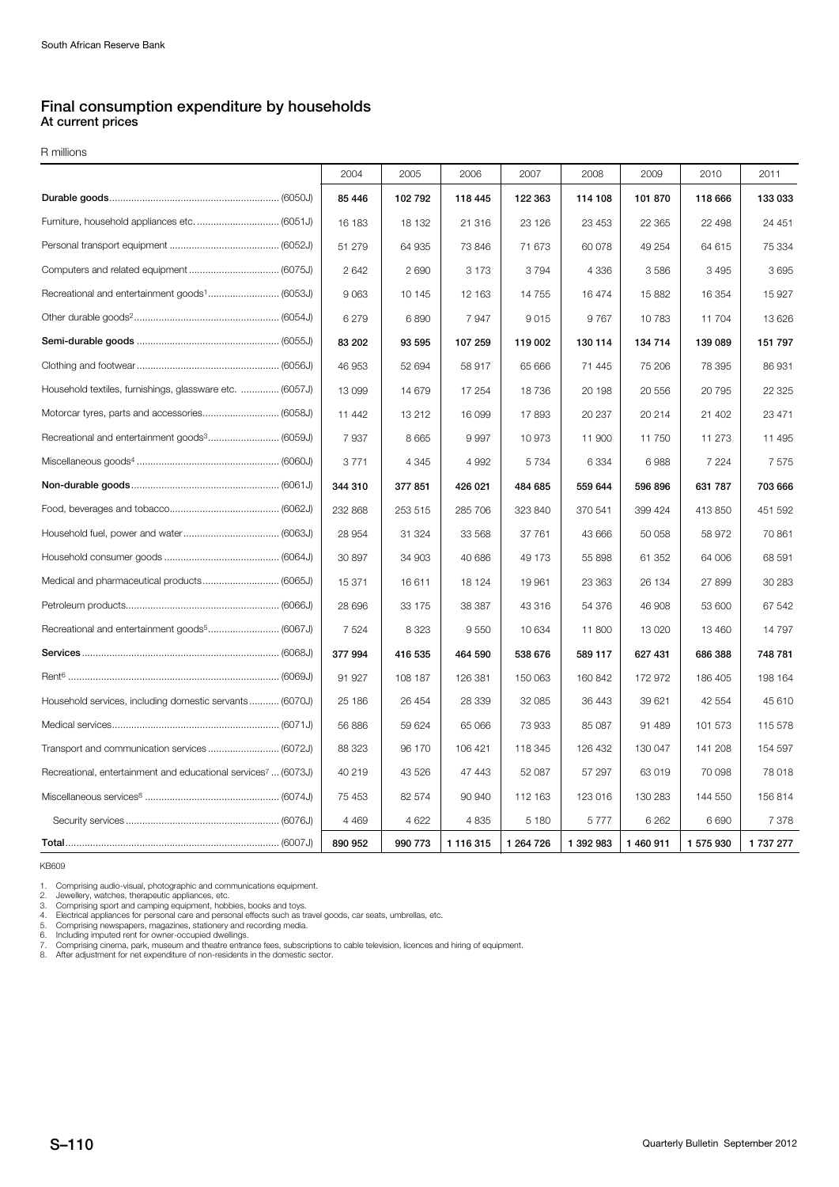## Final consumption expenditure by households
### At current prices

R millions

| | 2004 | 2005 | 2006 | 2007 | 2008 | 2009 | 2010 | 2011 |
|---|---|---|---|---|---|---|---|---|
| **Durable goods** (6050J) | **85 446** | **102 792** | **118 445** | **122 363** | **114 108** | **101 870** | **118 666** | **133 033** |
| Furniture, household appliances etc. (6051J) | 16 183 | 18 132 | 21 316 | 23 126 | 23 453 | 22 365 | 22 498 | 24 451 |
| Personal transport equipment (6052J) | 51 279 | 64 935 | 73 846 | 71 673 | 60 078 | 49 254 | 64 615 | 75 334 |
| Computers and related equipment (6075J) | 2 642 | 2 690 | 3 173 | 3 794 | 4 336 | 3 586 | 3 495 | 3 695 |
| Recreational and entertainment goods[1] (6053J) | 9 063 | 10 145 | 12 163 | 14 755 | 16 474 | 15 882 | 16 354 | 15 927 |
| Other durable goods[2] (6054J) | 6 279 | 6 890 | 7 947 | 9 015 | 9 767 | 10 783 | 11 704 | 13 626 |
| **Semi-durable goods** (6055J) | **83 202** | **93 595** | **107 259** | **119 002** | **130 114** | **134 714** | **139 089** | **151 797** |
| Clothing and footwear (6056J) | 46 953 | 52 694 | 58 917 | 65 666 | 71 445 | 75 206 | 78 395 | 86 931 |
| Household textiles, furnishings, glassware etc. (6057J) | 13 099 | 14 679 | 17 254 | 18 736 | 20 198 | 20 556 | 20 795 | 22 325 |
| Motorcar tyres, parts and accessories (6058J) | 11 442 | 13 212 | 16 099 | 17 893 | 20 237 | 20 214 | 21 402 | 23 471 |
| Recreational and entertainment goods[3] (6059J) | 7 937 | 8 665 | 9 997 | 10 973 | 11 900 | 11 750 | 11 273 | 11 495 |
| Miscellaneous goods[4] (6060J) | 3 771 | 4 345 | 4 992 | 5 734 | 6 334 | 6 988 | 7 224 | 7 575 |
| **Non-durable goods** (6061J) | **344 310** | **377 851** | **426 021** | **484 685** | **559 644** | **596 896** | **631 787** | **703 666** |
| Food, beverages and tobacco (6062J) | 232 868 | 253 515 | 285 706 | 323 840 | 370 541 | 399 424 | 413 850 | 451 592 |
| Household fuel, power and water (6063J) | 28 954 | 31 324 | 33 568 | 37 761 | 43 666 | 50 058 | 58 972 | 70 861 |
| Household consumer goods (6064J) | 30 897 | 34 903 | 40 686 | 49 173 | 55 898 | 61 352 | 64 006 | 68 591 |
| Medical and pharmaceutical products (6065J) | 15 371 | 16 611 | 18 124 | 19 961 | 23 363 | 26 134 | 27 899 | 30 283 |
| Petroleum products (6066J) | 28 696 | 33 175 | 38 387 | 43 316 | 54 376 | 46 908 | 53 600 | 67 542 |
| Recreational and entertainment goods[5] (6067J) | 7 524 | 8 323 | 9 550 | 10 634 | 11 800 | 13 020 | 13 460 | 14 797 |
| **Services** (6068J) | **377 994** | **416 535** | **464 590** | **538 676** | **589 117** | **627 431** | **686 388** | **748 781** |
| Rent[6] (6069J) | 91 927 | 108 187 | 126 381 | 150 063 | 160 842 | 172 972 | 186 405 | 198 164 |
| Household services, including domestic servants (6070J) | 25 186 | 26 454 | 28 339 | 32 085 | 36 443 | 39 621 | 42 554 | 45 610 |
| Medical services (6071J) | 56 886 | 59 624 | 65 066 | 73 933 | 85 087 | 91 489 | 101 573 | 115 578 |
| Transport and communication services (6072J) | 88 323 | 96 170 | 106 421 | 118 345 | 126 432 | 130 047 | 141 208 | 154 597 |
| Recreational, entertainment and educational services[7] (6073J) | 40 219 | 43 526 | 47 443 | 52 087 | 57 297 | 63 019 | 70 098 | 78 018 |
| Miscellaneous services[8] (6074J) | 75 453 | 82 574 | 90 940 | 112 163 | 123 016 | 130 283 | 144 550 | 156 814 |
| Security services (6076J) | 4 469 | 4 622 | 4 835 | 5 180 | 5 777 | 6 262 | 6 690 | 7 378 |
| **Total** (6007J) | **890 952** | **990 773** | **1 116 315** | **1 264 726** | **1 392 983** | **1 460 911** | **1 575 930** | **1 737 277** |

KB609

1. Comprising audio-visual, photographic and communications equipment.
2. Jewellery, watches, therapeutic appliances, etc.
3. Comprising sport and camping equipment, hobbies, books and toys.
4. Electrical appliances for personal care and personal effects such as travel goods, car seats, umbrellas, etc.
5. Comprising newspapers, magazines, stationery and recording media.
6. Including imputed rent for owner-occupied dwellings.
7. Comprising cinema, park, museum and theatre entrance fees, subscriptions to cable television, licences and hiring of equipment.
8. After adjustment for net expenditure of non-residents in the domestic sector.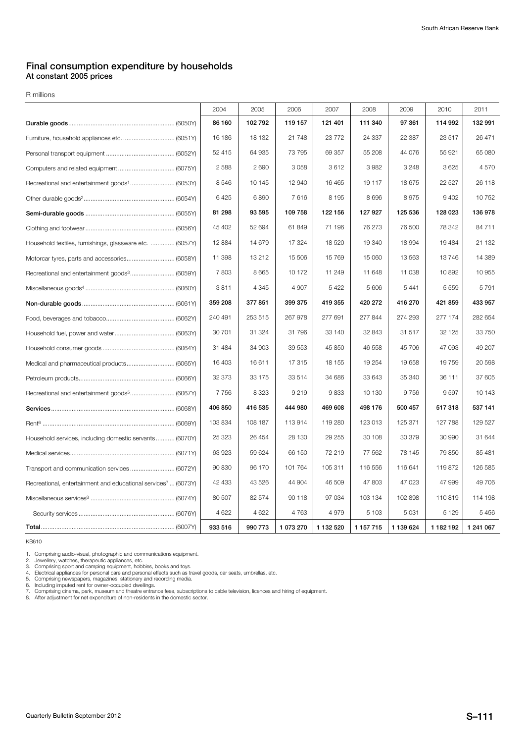## Final consumption expenditure by households
### At constant 2005 prices

R millions

| | 2004 | 2005 | 2006 | 2007 | 2008 | 2009 | 2010 | 2011 |
|---|---|---|---|---|---|---|---|---|
| **Durable goods** (6050Y) | **86 160** | **102 792** | **119 157** | **121 401** | **111 340** | **97 361** | **114 992** | **132 991** |
| Furniture, household appliances etc. (6051Y) | 16 186 | 18 132 | 21 748 | 23 772 | 24 337 | 22 387 | 23 517 | 26 471 |
| Personal transport equipment (6052Y) | 52 415 | 64 935 | 73 795 | 69 357 | 55 208 | 44 076 | 55 921 | 65 080 |
| Computers and related equipment (6075Y) | 2 588 | 2 690 | 3 058 | 3 612 | 3 982 | 3 248 | 3 625 | 4 570 |
| Recreational and entertainment goods[1] (6053Y) | 8 546 | 10 145 | 12 940 | 16 465 | 19 117 | 18 675 | 22 527 | 26 118 |
| Other durable goods[2] (6054Y) | 6 425 | 6 890 | 7 616 | 8 195 | 8 696 | 8 975 | 9 402 | 10 752 |
| **Semi-durable goods** (6055Y) | **81 298** | **93 595** | **109 758** | **122 156** | **127 927** | **125 536** | **128 023** | **136 978** |
| Clothing and footwear (6056Y) | 45 402 | 52 694 | 61 849 | 71 196 | 76 273 | 76 500 | 78 342 | 84 711 |
| Household textiles, furnishings, glassware etc. (6057Y) | 12 884 | 14 679 | 17 324 | 18 520 | 19 340 | 18 994 | 19 484 | 21 132 |
| Motorcar tyres, parts and accessories (6058Y) | 11 398 | 13 212 | 15 506 | 15 769 | 15 060 | 13 563 | 13 746 | 14 389 |
| Recreational and entertainment goods[3] (6059Y) | 7 803 | 8 665 | 10 172 | 11 249 | 11 648 | 11 038 | 10 892 | 10 955 |
| Miscellaneous goods[4] (6060Y) | 3 811 | 4 345 | 4 907 | 5 422 | 5 606 | 5 441 | 5 559 | 5 791 |
| **Non-durable goods** (6061Y) | **359 208** | **377 851** | **399 375** | **419 355** | **420 272** | **416 270** | **421 859** | **433 957** |
| Food, beverages and tobacco (6062Y) | 240 491 | 253 515 | 267 978 | 277 691 | 277 844 | 274 293 | 277 174 | 282 654 |
| Household fuel, power and water (6063Y) | 30 701 | 31 324 | 31 796 | 33 140 | 32 843 | 31 517 | 32 125 | 33 750 |
| Household consumer goods (6064Y) | 31 484 | 34 903 | 39 553 | 45 850 | 46 558 | 45 706 | 47 093 | 49 207 |
| Medical and pharmaceutical products (6065Y) | 16 403 | 16 611 | 17 315 | 18 155 | 19 254 | 19 658 | 19 759 | 20 598 |
| Petroleum products (6066Y) | 32 373 | 33 175 | 33 514 | 34 686 | 33 643 | 35 340 | 36 111 | 37 605 |
| Recreational and entertainment goods[5] (6067Y) | 7 756 | 8 323 | 9 219 | 9 833 | 10 130 | 9 756 | 9 597 | 10 143 |
| **Services** (6068Y) | **406 850** | **416 535** | **444 980** | **469 608** | **498 176** | **500 457** | **517 318** | **537 141** |
| Rent[6] (6069Y) | 103 834 | 108 187 | 113 914 | 119 280 | 123 013 | 125 371 | 127 788 | 129 527 |
| Household services, including domestic servants (6070Y) | 25 323 | 26 454 | 28 130 | 29 255 | 30 108 | 30 379 | 30 990 | 31 644 |
| Medical services (6071Y) | 63 923 | 59 624 | 66 150 | 72 219 | 77 562 | 78 145 | 79 850 | 85 481 |
| Transport and communication services (6072Y) | 90 830 | 96 170 | 101 764 | 105 311 | 116 556 | 116 641 | 119 872 | 126 585 |
| Recreational, entertainment and educational services[7] (6073Y) | 42 433 | 43 526 | 44 904 | 46 509 | 47 803 | 47 023 | 47 999 | 49 706 |
| Miscellaneous services[8] (6074Y) | 80 507 | 82 574 | 90 118 | 97 034 | 103 134 | 102 898 | 110 819 | 114 198 |
| Security services (6076Y) | 4 622 | 4 622 | 4 763 | 4 979 | 5 103 | 5 031 | 5 129 | 5 456 |
| **Total** (6007Y) | **933 516** | **990 773** | **1 073 270** | **1 132 520** | **1 157 715** | **1 139 624** | **1 182 192** | **1 241 067** |

KB610

1. Comprising audio-visual, photographic and communications equipment.
2. Jewellery, watches, therapeutic appliances, etc.
3. Comprising sport and camping equipment, hobbies, books and toys.
4. Electrical appliances for personal care and personal effects such as travel goods, car seats, umbrellas, etc.
5. Comprising newspapers, magazines, stationery and recording media.
6. Including imputed rent for owner-occupied dwellings.
7. Comprising cinema, park, museum and theatre entrance fees, subscriptions to cable television, licences and hiring of equipment.
8. After adjustment for net expenditure of non-residents in the domestic sector.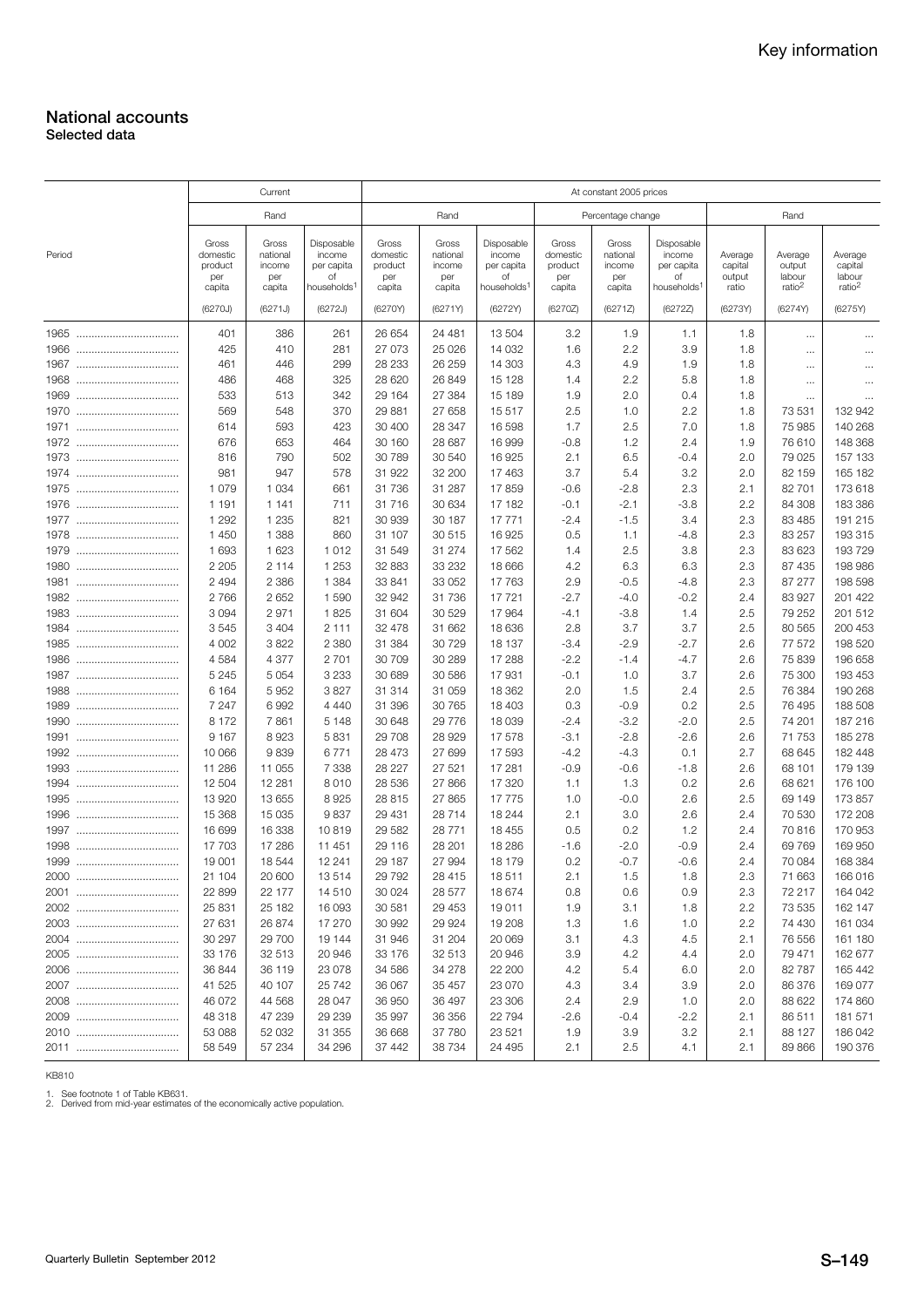# National accounts

## Selected data

| Period | Current | | | At constant 2005 prices | | | | | | | | |
|---|---|---|---|---|---|---|---|---|---|---|---|---|
| | Rand | | | Rand | | | Percentage change | | | Rand | | |
| | Gross domestic product per capita | Gross national income per capita | Disposable income per capita of households[1] | Gross domestic product per capita | Gross national income per capita | Disposable income per capita of households[1] | Gross domestic product per capita | Gross national income per capita | Disposable income per capita of households[1] | Average capital output ratio | Average output labour ratio[2] | Average capital labour ratio[2] |
| | (6270J) | (6271J) | (6272J) | (6270Y) | (6271Y) | (6272Y) | (6270Z) | (6271Z) | (6272Z) | (6273Y) | (6274Y) | (6275Y) |
| 1965 | 401 | 386 | 261 | 26 654 | 24 481 | 13 504 | 3.2 | 1.9 | 1.1 | 1.8 | ... | ... |
| 1966 | 425 | 410 | 281 | 27 073 | 25 026 | 14 032 | 1.6 | 2.2 | 3.9 | 1.8 | ... | ... |
| 1967 | 461 | 446 | 299 | 28 233 | 26 259 | 14 303 | 4.3 | 4.9 | 1.9 | 1.8 | ... | ... |
| 1968 | 486 | 468 | 325 | 28 620 | 26 849 | 15 128 | 1.4 | 2.2 | 5.8 | 1.8 | ... | ... |
| 1969 | 533 | 513 | 342 | 29 164 | 27 384 | 15 189 | 1.9 | 2.0 | 0.4 | 1.8 | ... | ... |
| 1970 | 569 | 548 | 370 | 29 881 | 27 658 | 15 517 | 2.5 | 1.0 | 2.2 | 1.8 | 73 531 | 132 942 |
| 1971 | 614 | 593 | 423 | 30 400 | 28 347 | 16 598 | 1.7 | 2.5 | 7.0 | 1.8 | 75 985 | 140 268 |
| 1972 | 676 | 653 | 464 | 30 160 | 28 687 | 16 999 | -0.8 | 1.2 | 2.4 | 1.9 | 76 610 | 148 368 |
| 1973 | 816 | 790 | 502 | 30 789 | 30 540 | 16 925 | 2.1 | 6.5 | -0.4 | 2.0 | 79 025 | 157 133 |
| 1974 | 981 | 947 | 578 | 31 922 | 32 200 | 17 463 | 3.7 | 5.4 | 3.2 | 2.0 | 82 159 | 165 182 |
| 1975 | 1 079 | 1 034 | 661 | 31 736 | 31 287 | 17 859 | -0.6 | -2.8 | 2.3 | 2.1 | 82 701 | 173 618 |
| 1976 | 1 191 | 1 141 | 711 | 31 716 | 30 634 | 17 182 | -0.1 | -2.1 | -3.8 | 2.2 | 84 308 | 183 386 |
| 1977 | 1 292 | 1 235 | 821 | 30 939 | 30 187 | 17 771 | -2.4 | -1.5 | 3.4 | 2.3 | 83 485 | 191 215 |
| 1978 | 1 450 | 1 388 | 860 | 31 107 | 30 515 | 16 925 | 0.5 | 1.1 | -4.8 | 2.3 | 83 257 | 193 315 |
| 1979 | 1 693 | 1 623 | 1 012 | 31 549 | 31 274 | 17 562 | 1.4 | 2.5 | 3.8 | 2.3 | 83 623 | 193 729 |
| 1980 | 2 205 | 2 114 | 1 253 | 32 883 | 33 232 | 18 666 | 4.2 | 6.3 | 6.3 | 2.3 | 87 435 | 198 986 |
| 1981 | 2 494 | 2 386 | 1 384 | 33 841 | 33 052 | 17 763 | 2.9 | -0.5 | -4.8 | 2.3 | 87 277 | 198 598 |
| 1982 | 2 766 | 2 652 | 1 590 | 32 942 | 31 736 | 17 721 | -2.7 | -4.0 | -0.2 | 2.4 | 83 927 | 201 422 |
| 1983 | 3 094 | 2 971 | 1 825 | 31 604 | 30 529 | 17 964 | -4.1 | -3.8 | 1.4 | 2.5 | 79 252 | 201 512 |
| 1984 | 3 545 | 3 404 | 2 111 | 32 478 | 31 662 | 18 636 | 2.8 | 3.7 | 3.7 | 2.5 | 80 565 | 200 453 |
| 1985 | 4 002 | 3 822 | 2 380 | 31 384 | 30 729 | 18 137 | -3.4 | -2.9 | -2.7 | 2.6 | 77 572 | 198 520 |
| 1986 | 4 584 | 4 377 | 2 701 | 30 709 | 30 289 | 17 288 | -2.2 | -1.4 | -4.7 | 2.6 | 75 839 | 196 658 |
| 1987 | 5 245 | 5 054 | 3 233 | 30 689 | 30 586 | 17 931 | -0.1 | 1.0 | 3.7 | 2.6 | 75 300 | 193 453 |
| 1988 | 6 164 | 5 952 | 3 827 | 31 314 | 31 059 | 18 362 | 2.0 | 1.5 | 2.4 | 2.5 | 76 384 | 190 268 |
| 1989 | 7 247 | 6 992 | 4 440 | 31 396 | 30 765 | 18 403 | 0.3 | -0.9 | 0.2 | 2.5 | 76 495 | 188 508 |
| 1990 | 8 172 | 7 861 | 5 148 | 30 648 | 29 776 | 18 039 | -2.4 | -3.2 | -2.0 | 2.5 | 74 201 | 187 216 |
| 1991 | 9 167 | 8 923 | 5 831 | 29 708 | 28 929 | 17 578 | -3.1 | -2.8 | -2.6 | 2.6 | 71 753 | 185 278 |
| 1992 | 10 066 | 9 839 | 6 771 | 28 473 | 27 699 | 17 593 | -4.2 | -4.3 | 0.1 | 2.7 | 68 645 | 182 448 |
| 1993 | 11 286 | 11 055 | 7 338 | 28 227 | 27 521 | 17 281 | -0.9 | -0.6 | -1.8 | 2.6 | 68 101 | 179 139 |
| 1994 | 12 504 | 12 281 | 8 010 | 28 536 | 27 866 | 17 320 | 1.1 | 1.3 | 0.2 | 2.6 | 68 621 | 176 100 |
| 1995 | 13 920 | 13 655 | 8 925 | 28 815 | 27 865 | 17 775 | 1.0 | -0.0 | 2.6 | 2.5 | 69 149 | 173 857 |
| 1996 | 15 368 | 15 035 | 9 837 | 29 431 | 28 714 | 18 244 | 2.1 | 3.0 | 2.6 | 2.4 | 70 530 | 172 208 |
| 1997 | 16 699 | 16 338 | 10 819 | 29 582 | 28 771 | 18 455 | 0.5 | 0.2 | 1.2 | 2.4 | 70 816 | 170 953 |
| 1998 | 17 703 | 17 286 | 11 451 | 29 116 | 28 201 | 18 286 | -1.6 | -2.0 | -0.9 | 2.4 | 69 769 | 169 950 |
| 1999 | 19 001 | 18 544 | 12 241 | 29 187 | 27 994 | 18 179 | 0.2 | -0.7 | -0.6 | 2.4 | 70 084 | 168 384 |
| 2000 | 21 104 | 20 600 | 13 514 | 29 792 | 28 415 | 18 511 | 2.1 | 1.5 | 1.8 | 2.3 | 71 663 | 166 016 |
| 2001 | 22 899 | 22 177 | 14 510 | 30 024 | 28 577 | 18 674 | 0.8 | 0.6 | 0.9 | 2.3 | 72 217 | 164 042 |
| 2002 | 25 831 | 25 182 | 16 093 | 30 581 | 29 453 | 19 011 | 1.9 | 3.1 | 1.8 | 2.2 | 73 535 | 162 147 |
| 2003 | 27 631 | 26 874 | 17 270 | 30 992 | 29 924 | 19 208 | 1.3 | 1.6 | 1.0 | 2.2 | 74 430 | 161 034 |
| 2004 | 30 297 | 29 700 | 19 144 | 31 946 | 31 204 | 20 069 | 3.1 | 4.3 | 4.5 | 2.1 | 76 556 | 161 180 |
| 2005 | 33 176 | 32 513 | 20 946 | 33 176 | 32 513 | 20 946 | 3.9 | 4.2 | 4.4 | 2.0 | 79 471 | 162 677 |
| 2006 | 36 844 | 36 119 | 23 078 | 34 586 | 34 278 | 22 200 | 4.2 | 5.4 | 6.0 | 2.0 | 82 787 | 165 442 |
| 2007 | 41 525 | 40 107 | 25 742 | 36 067 | 35 457 | 23 070 | 4.3 | 3.4 | 3.9 | 2.0 | 86 376 | 169 077 |
| 2008 | 46 072 | 44 568 | 28 047 | 36 950 | 36 497 | 23 306 | 2.4 | 2.9 | 1.0 | 2.0 | 88 622 | 174 860 |
| 2009 | 48 318 | 47 239 | 29 239 | 35 997 | 36 356 | 22 794 | -2.6 | -0.4 | -2.2 | 2.1 | 86 511 | 181 571 |
| 2010 | 53 088 | 52 032 | 31 355 | 36 668 | 37 780 | 23 521 | 1.9 | 3.9 | 3.2 | 2.1 | 88 127 | 186 042 |
| 2011 | 58 549 | 57 234 | 34 296 | 37 442 | 38 734 | 24 495 | 2.1 | 2.5 | 4.1 | 2.1 | 89 866 | 190 376 |

KB810

1. See footnote 1 of Table KB631.
2. Derived from mid-year estimates of the economically active population.